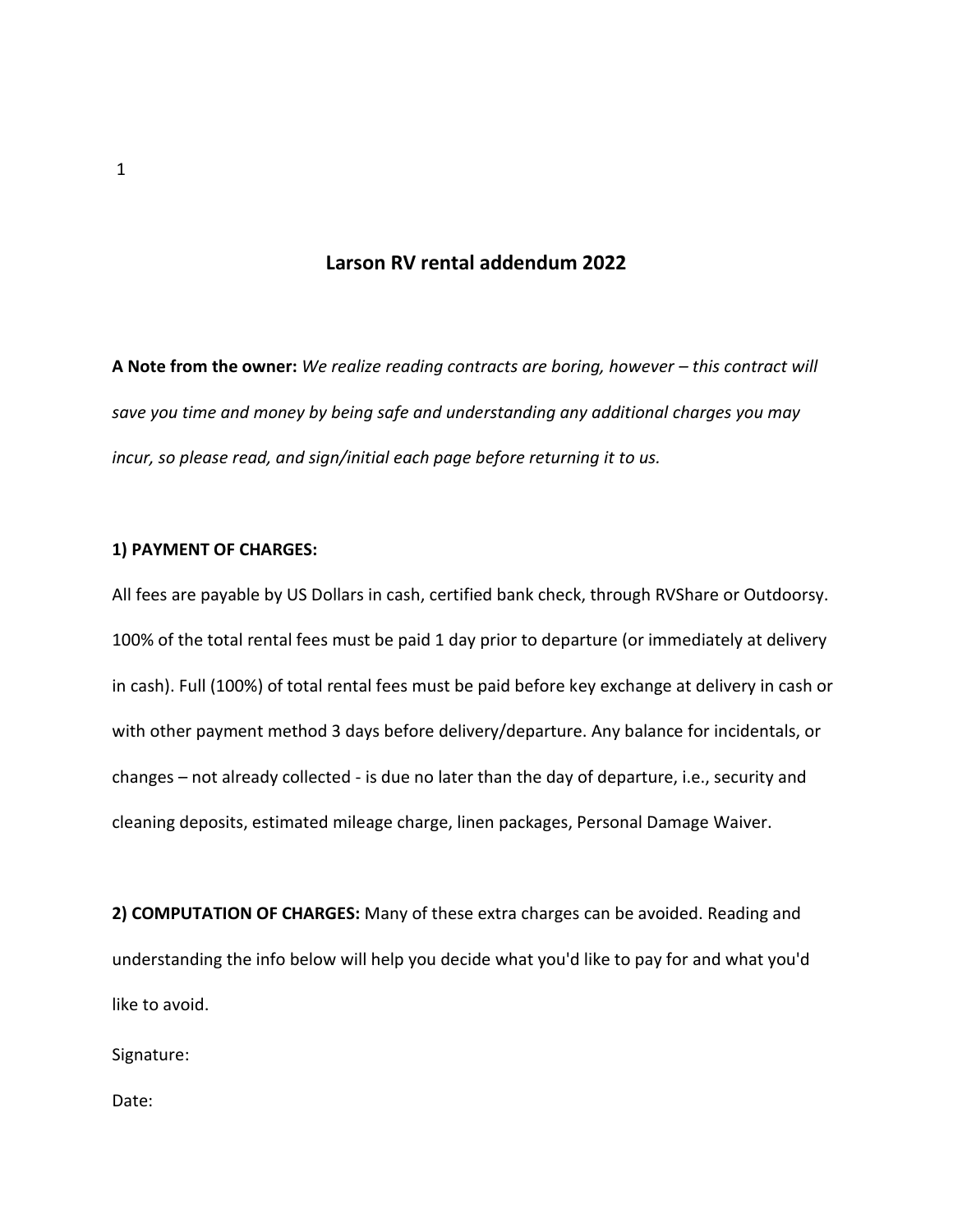# Larson RV rental addendum 2022

**A Note from the owner:** *We realize reading contracts are boring, however – this contract will save you time and money by being safe and understanding any additional charges you may incur, so please read, and sign/initial each page before returning it to us.*

**1) PAYMENT OF CHARGES:**

All fees are payable by US Dollars in cash, certified bank check, through RVShare or Outdoorsy. 100% of the total rental fees must be paid 1 day prior to departure (or immediately at delivery in cash). Full (100%) of total rental fees must be paid before key exchange at delivery in cash or with other payment method 3 days before delivery/departure. Any balance for incidentals, or changes – not already collected - is due no later than the day of departure, i.e., security and cleaning deposits, estimated mileage charge, linen packages, Personal Damage Waiver.

**2) COMPUTATION OF CHARGES:** Many of these extra charges can be avoided. Reading and understanding the info below will help you decide what you'd like to pay for and what you'd like to avoid.

Signature:

Date: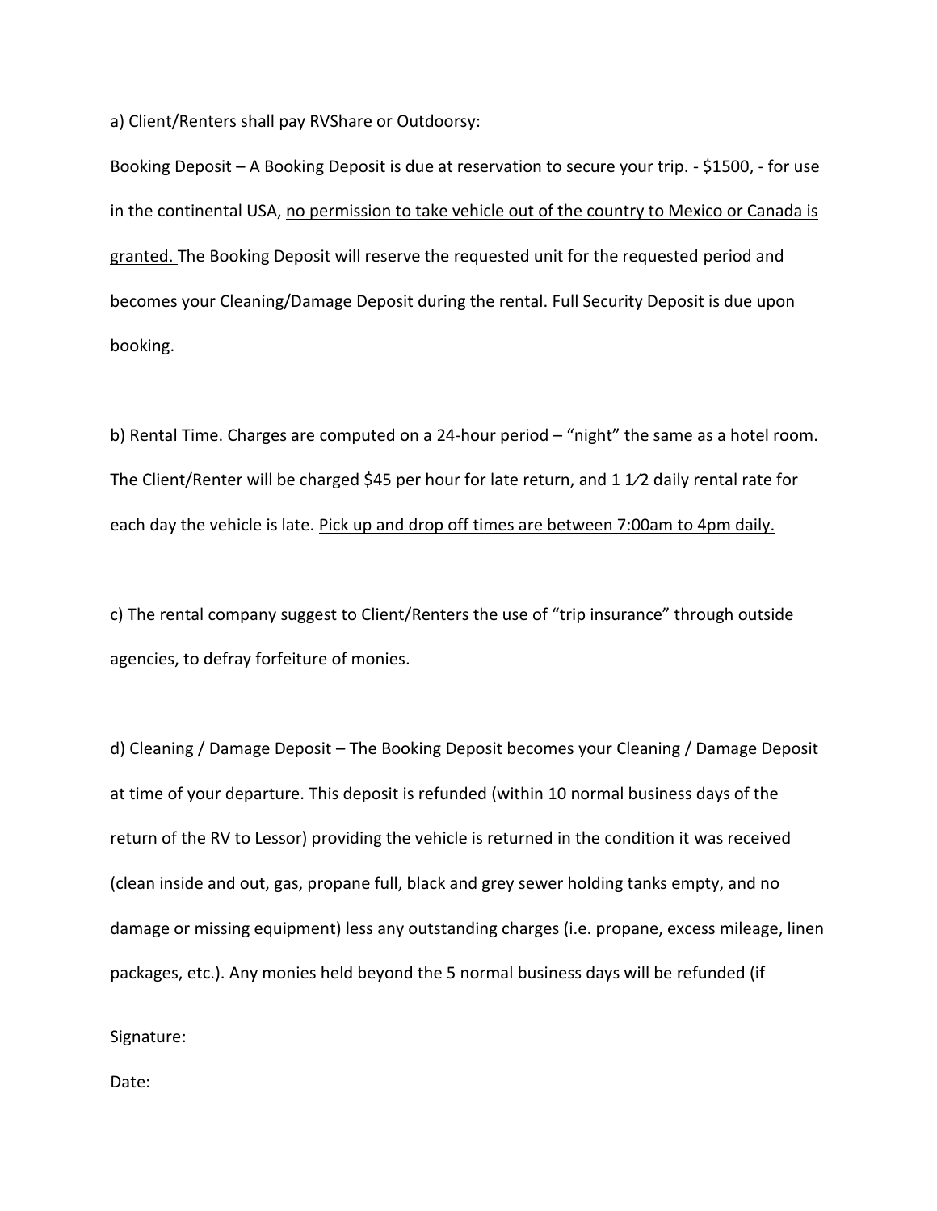a) Client/Renters shall pay RVShare or Outdoorsy:

Booking Deposit – A Booking Deposit is due at reservation to secure your trip. - $1500, - for use in the continental USA, <u>no permission to take vehicle out of the country to Mexico or Canada is granted.</u> The Booking Deposit will reserve the requested unit for the requested period and becomes your Cleaning/Damage Deposit during the rental. Full Security Deposit is due upon booking.

b) Rental Time. Charges are computed on a 24-hour period – "night" the same as a hotel room. The Client/Renter will be charged $45 per hour for late return, and 1 1⁄2 daily rental rate for each day the vehicle is late. <u>Pick up and drop off times are between 7:00am to 4pm daily.</u>

c) The rental company suggest to Client/Renters the use of "trip insurance" through outside agencies, to defray forfeiture of monies.

d) Cleaning / Damage Deposit – The Booking Deposit becomes your Cleaning / Damage Deposit at time of your departure. This deposit is refunded (within 10 normal business days of the return of the RV to Lessor) providing the vehicle is returned in the condition it was received (clean inside and out, gas, propane full, black and grey sewer holding tanks empty, and no damage or missing equipment) less any outstanding charges (i.e. propane, excess mileage, linen packages, etc.). Any monies held beyond the 5 normal business days will be refunded (if

Signature:

Date: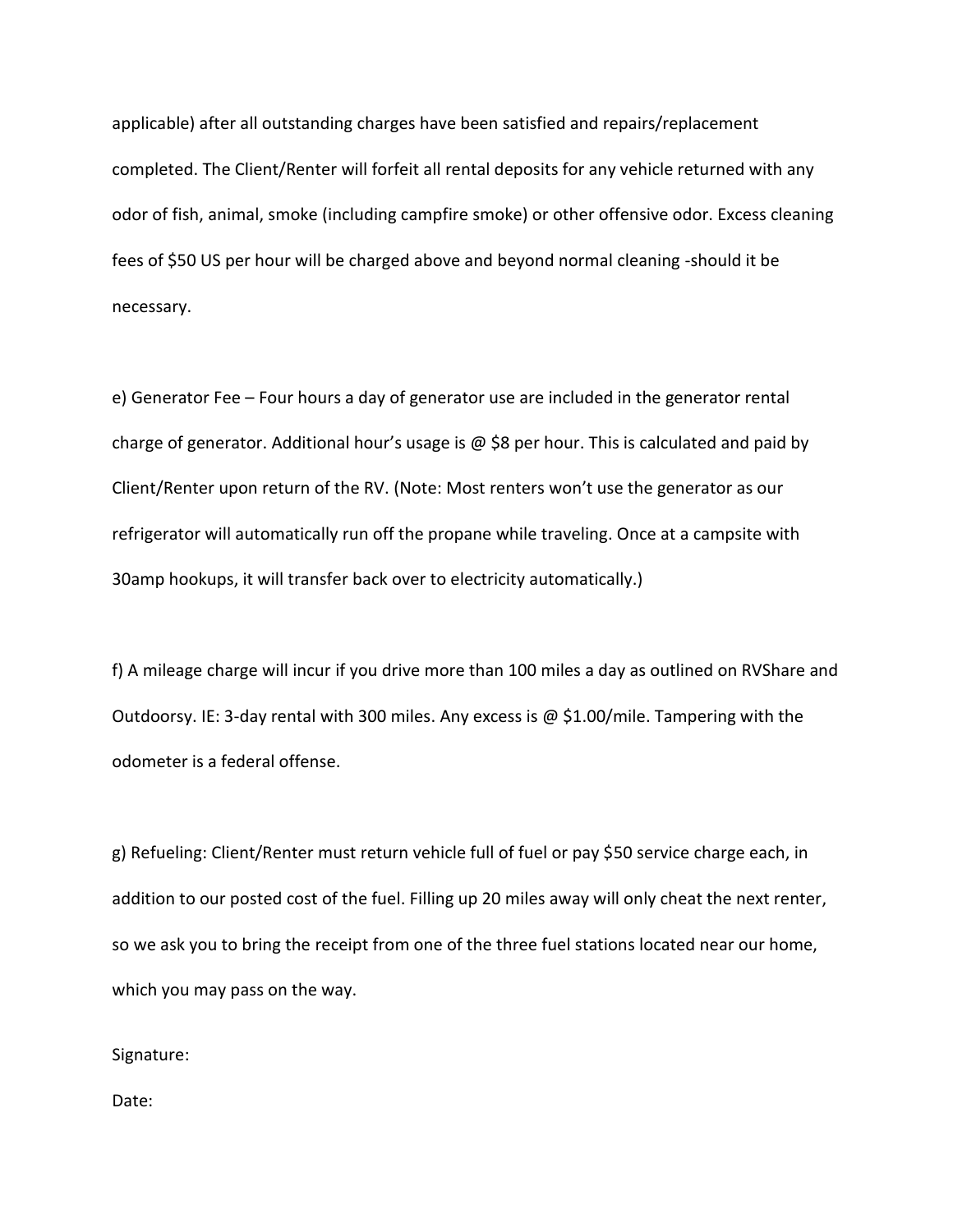applicable) after all outstanding charges have been satisfied and repairs/replacement completed. The Client/Renter will forfeit all rental deposits for any vehicle returned with any odor of fish, animal, smoke (including campfire smoke) or other offensive odor. Excess cleaning fees of $50 US per hour will be charged above and beyond normal cleaning -should it be necessary.

e) Generator Fee – Four hours a day of generator use are included in the generator rental charge of generator. Additional hour's usage is @ $8 per hour. This is calculated and paid by Client/Renter upon return of the RV. (Note: Most renters won't use the generator as our refrigerator will automatically run off the propane while traveling. Once at a campsite with 30amp hookups, it will transfer back over to electricity automatically.)

f) A mileage charge will incur if you drive more than 100 miles a day as outlined on RVShare and Outdoorsy. IE: 3-day rental with 300 miles. Any excess is @ $1.00/mile. Tampering with the odometer is a federal offense.

g) Refueling: Client/Renter must return vehicle full of fuel or pay $50 service charge each, in addition to our posted cost of the fuel. Filling up 20 miles away will only cheat the next renter, so we ask you to bring the receipt from one of the three fuel stations located near our home, which you may pass on the way.

Signature:

Date: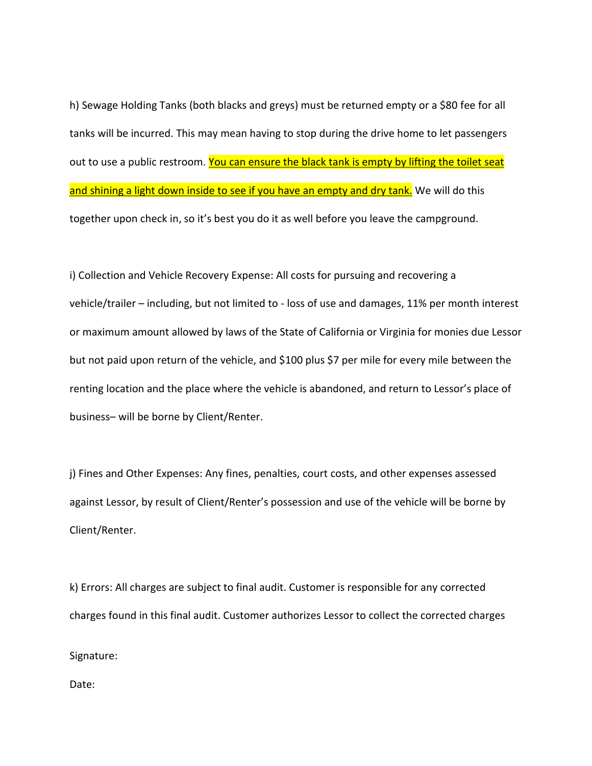h) Sewage Holding Tanks (both blacks and greys) must be returned empty or a $80 fee for all tanks will be incurred. This may mean having to stop during the drive home to let passengers out to use a public restroom. <u>You can ensure the black tank is empty by lifting the toilet seat and shining a light down inside to see if you have an empty and dry tank.</u> We will do this together upon check in, so it's best you do it as well before you leave the campground.

i) Collection and Vehicle Recovery Expense: All costs for pursuing and recovering a vehicle/trailer – including, but not limited to - loss of use and damages, 11% per month interest or maximum amount allowed by laws of the State of California or Virginia for monies due Lessor but not paid upon return of the vehicle, and $100 plus $7 per mile for every mile between the renting location and the place where the vehicle is abandoned, and return to Lessor's place of business– will be borne by Client/Renter.

j) Fines and Other Expenses: Any fines, penalties, court costs, and other expenses assessed against Lessor, by result of Client/Renter's possession and use of the vehicle will be borne by Client/Renter.

k) Errors: All charges are subject to final audit. Customer is responsible for any corrected charges found in this final audit. Customer authorizes Lessor to collect the corrected charges

Signature:

Date: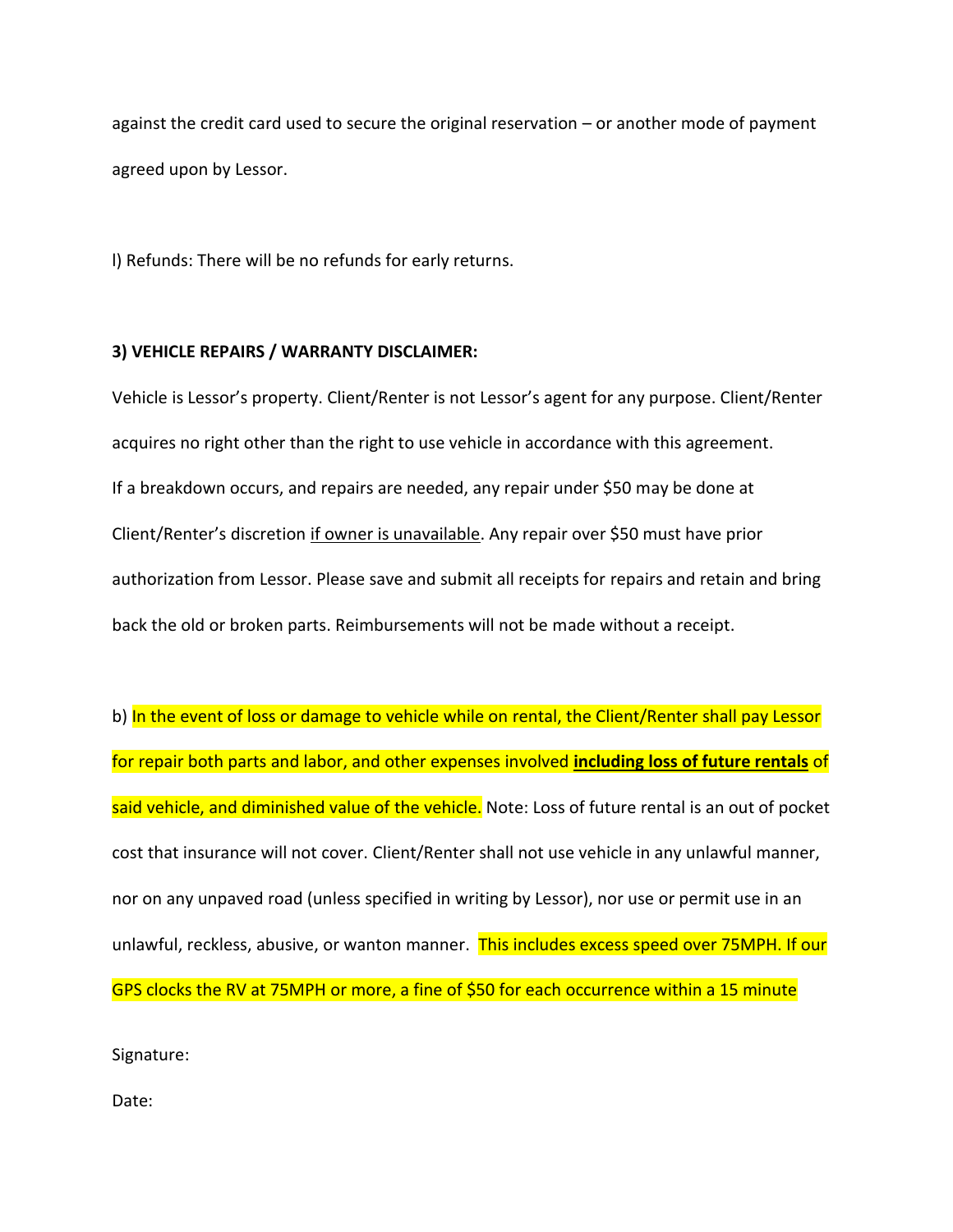against the credit card used to secure the original reservation – or another mode of payment agreed upon by Lessor.

l) Refunds: There will be no refunds for early returns.

**3) VEHICLE REPAIRS / WARRANTY DISCLAIMER:**

Vehicle is Lessor's property. Client/Renter is not Lessor's agent for any purpose. Client/Renter acquires no right other than the right to use vehicle in accordance with this agreement. If a breakdown occurs, and repairs are needed, any repair under $50 may be done at Client/Renter's discretion <u>if owner is unavailable</u>. Any repair over $50 must have prior authorization from Lessor. Please save and submit all receipts for repairs and retain and bring back the old or broken parts. Reimbursements will not be made without a receipt.

b) In the event of loss or damage to vehicle while on rental, the Client/Renter shall pay Lessor for repair both parts and labor, and other expenses involved **<u>including loss of future rentals</u>** of said vehicle, and diminished value of the vehicle. Note: Loss of future rental is an out of pocket cost that insurance will not cover. Client/Renter shall not use vehicle in any unlawful manner, nor on any unpaved road (unless specified in writing by Lessor), nor use or permit use in an unlawful, reckless, abusive, or wanton manner. This includes excess speed over 75MPH. If our GPS clocks the RV at 75MPH or more, a fine of $50 for each occurrence within a 15 minute

Signature:

Date: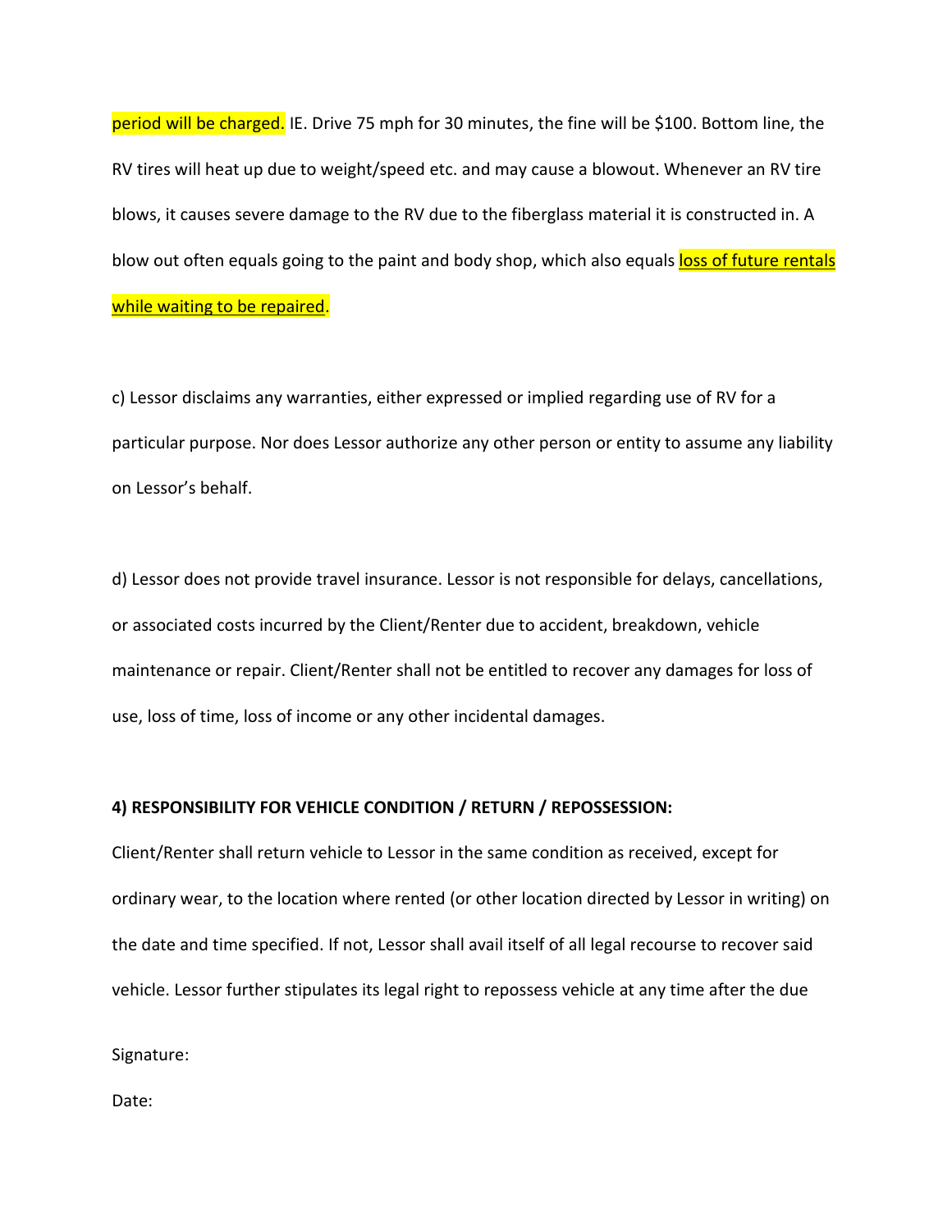period will be charged. IE. Drive 75 mph for 30 minutes, the fine will be $100. Bottom line, the RV tires will heat up due to weight/speed etc. and may cause a blowout. Whenever an RV tire blows, it causes severe damage to the RV due to the fiberglass material it is constructed in. A blow out often equals going to the paint and body shop, which also equals loss of future rentals while waiting to be repaired.

c) Lessor disclaims any warranties, either expressed or implied regarding use of RV for a particular purpose. Nor does Lessor authorize any other person or entity to assume any liability on Lessor's behalf.

d) Lessor does not provide travel insurance. Lessor is not responsible for delays, cancellations, or associated costs incurred by the Client/Renter due to accident, breakdown, vehicle maintenance or repair. Client/Renter shall not be entitled to recover any damages for loss of use, loss of time, loss of income or any other incidental damages.

**4) RESPONSIBILITY FOR VEHICLE CONDITION / RETURN / REPOSSESSION:**

Client/Renter shall return vehicle to Lessor in the same condition as received, except for ordinary wear, to the location where rented (or other location directed by Lessor in writing) on the date and time specified. If not, Lessor shall avail itself of all legal recourse to recover said vehicle. Lessor further stipulates its legal right to repossess vehicle at any time after the due

Signature:

Date: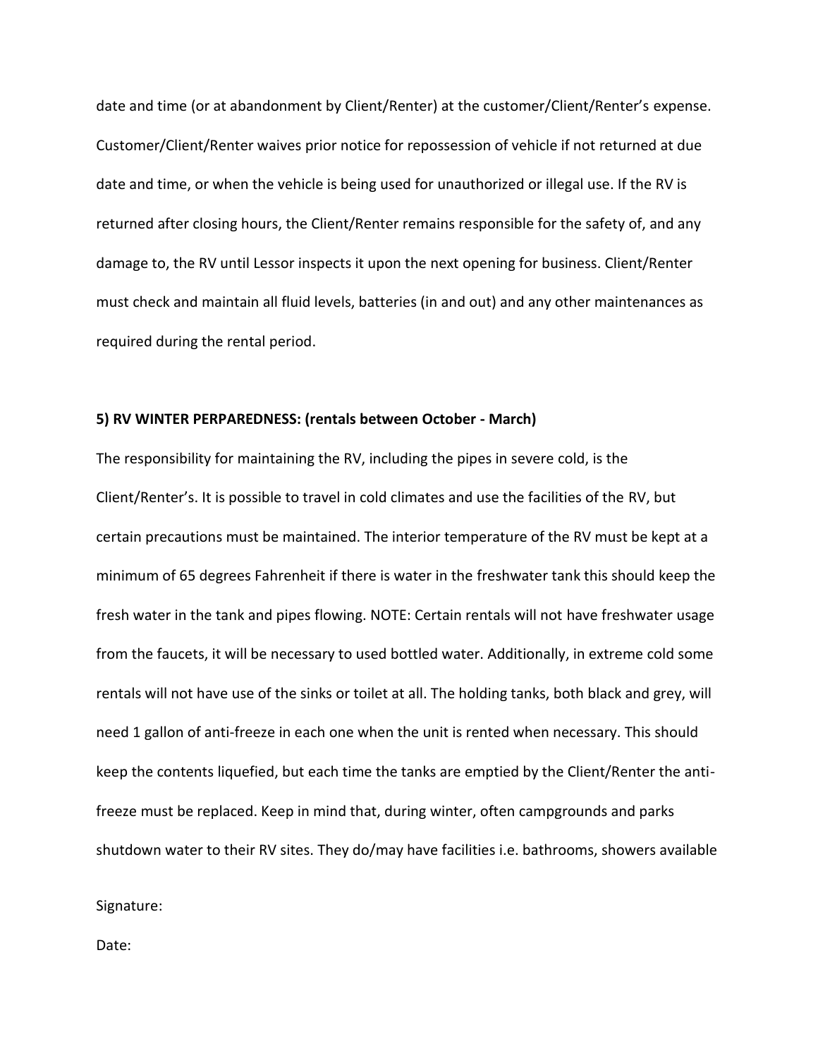date and time (or at abandonment by Client/Renter) at the customer/Client/Renter's expense. Customer/Client/Renter waives prior notice for repossession of vehicle if not returned at due date and time, or when the vehicle is being used for unauthorized or illegal use. If the RV is returned after closing hours, the Client/Renter remains responsible for the safety of, and any damage to, the RV until Lessor inspects it upon the next opening for business. Client/Renter must check and maintain all fluid levels, batteries (in and out) and any other maintenances as required during the rental period.

**5) RV WINTER PERPAREDNESS: (rentals between October - March)**

The responsibility for maintaining the RV, including the pipes in severe cold, is the Client/Renter's. It is possible to travel in cold climates and use the facilities of the RV, but certain precautions must be maintained. The interior temperature of the RV must be kept at a minimum of 65 degrees Fahrenheit if there is water in the freshwater tank this should keep the fresh water in the tank and pipes flowing. NOTE: Certain rentals will not have freshwater usage from the faucets, it will be necessary to used bottled water. Additionally, in extreme cold some rentals will not have use of the sinks or toilet at all. The holding tanks, both black and grey, will need 1 gallon of anti-freeze in each one when the unit is rented when necessary. This should keep the contents liquefied, but each time the tanks are emptied by the Client/Renter the anti-freeze must be replaced. Keep in mind that, during winter, often campgrounds and parks shutdown water to their RV sites. They do/may have facilities i.e. bathrooms, showers available

Signature:

Date: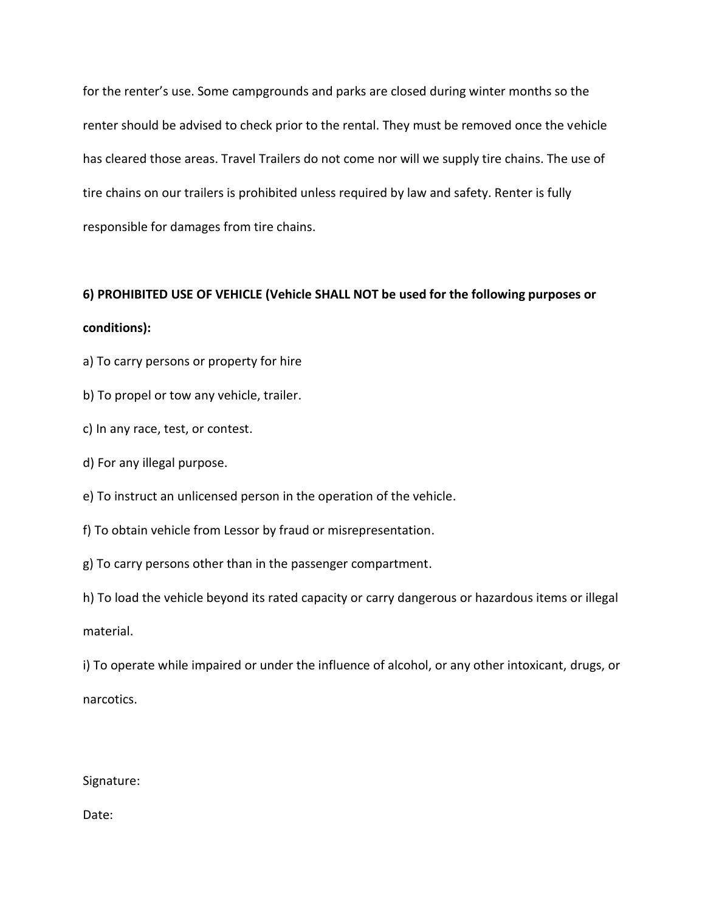for the renter's use. Some campgrounds and parks are closed during winter months so the renter should be advised to check prior to the rental. They must be removed once the vehicle has cleared those areas. Travel Trailers do not come nor will we supply tire chains. The use of tire chains on our trailers is prohibited unless required by law and safety. Renter is fully responsible for damages from tire chains.

**6) PROHIBITED USE OF VEHICLE (Vehicle SHALL NOT be used for the following purposes or conditions):**

a) To carry persons or property for hire

b) To propel or tow any vehicle, trailer.

c) In any race, test, or contest.

d) For any illegal purpose.

e) To instruct an unlicensed person in the operation of the vehicle.

f) To obtain vehicle from Lessor by fraud or misrepresentation.

g) To carry persons other than in the passenger compartment.

h) To load the vehicle beyond its rated capacity or carry dangerous or hazardous items or illegal material.

i) To operate while impaired or under the influence of alcohol, or any other intoxicant, drugs, or narcotics.

Signature:

Date: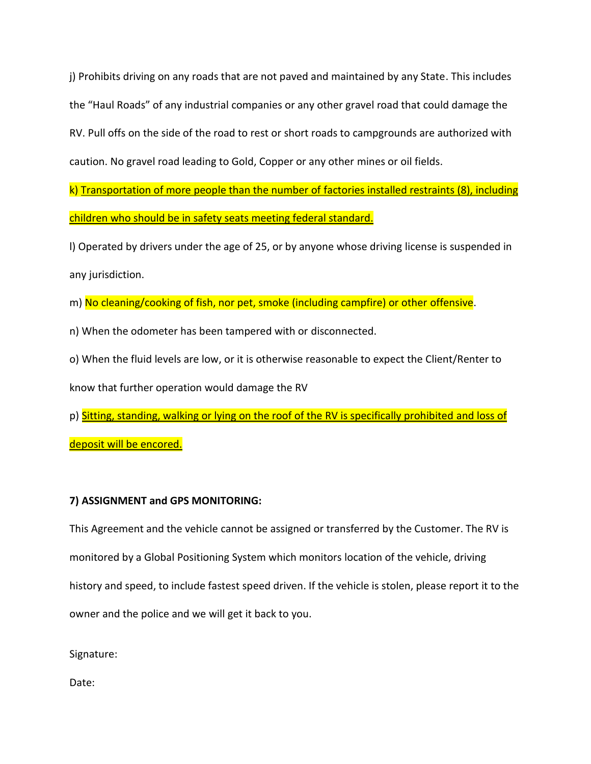j) Prohibits driving on any roads that are not paved and maintained by any State. This includes the “Haul Roads” of any industrial companies or any other gravel road that could damage the RV. Pull offs on the side of the road to rest or short roads to campgrounds are authorized with caution. No gravel road leading to Gold, Copper or any other mines or oil fields.

k) Transportation of more people than the number of factories installed restraints (8), including children who should be in safety seats meeting federal standard.

l) Operated by drivers under the age of 25, or by anyone whose driving license is suspended in any jurisdiction.

m) No cleaning/cooking of fish, nor pet, smoke (including campfire) or other offensive.

n) When the odometer has been tampered with or disconnected.

o) When the fluid levels are low, or it is otherwise reasonable to expect the Client/Renter to know that further operation would damage the RV

p) Sitting, standing, walking or lying on the roof of the RV is specifically prohibited and loss of deposit will be encored.

**7) ASSIGNMENT and GPS MONITORING:**

This Agreement and the vehicle cannot be assigned or transferred by the Customer. The RV is monitored by a Global Positioning System which monitors location of the vehicle, driving history and speed, to include fastest speed driven. If the vehicle is stolen, please report it to the owner and the police and we will get it back to you.

Signature:

Date: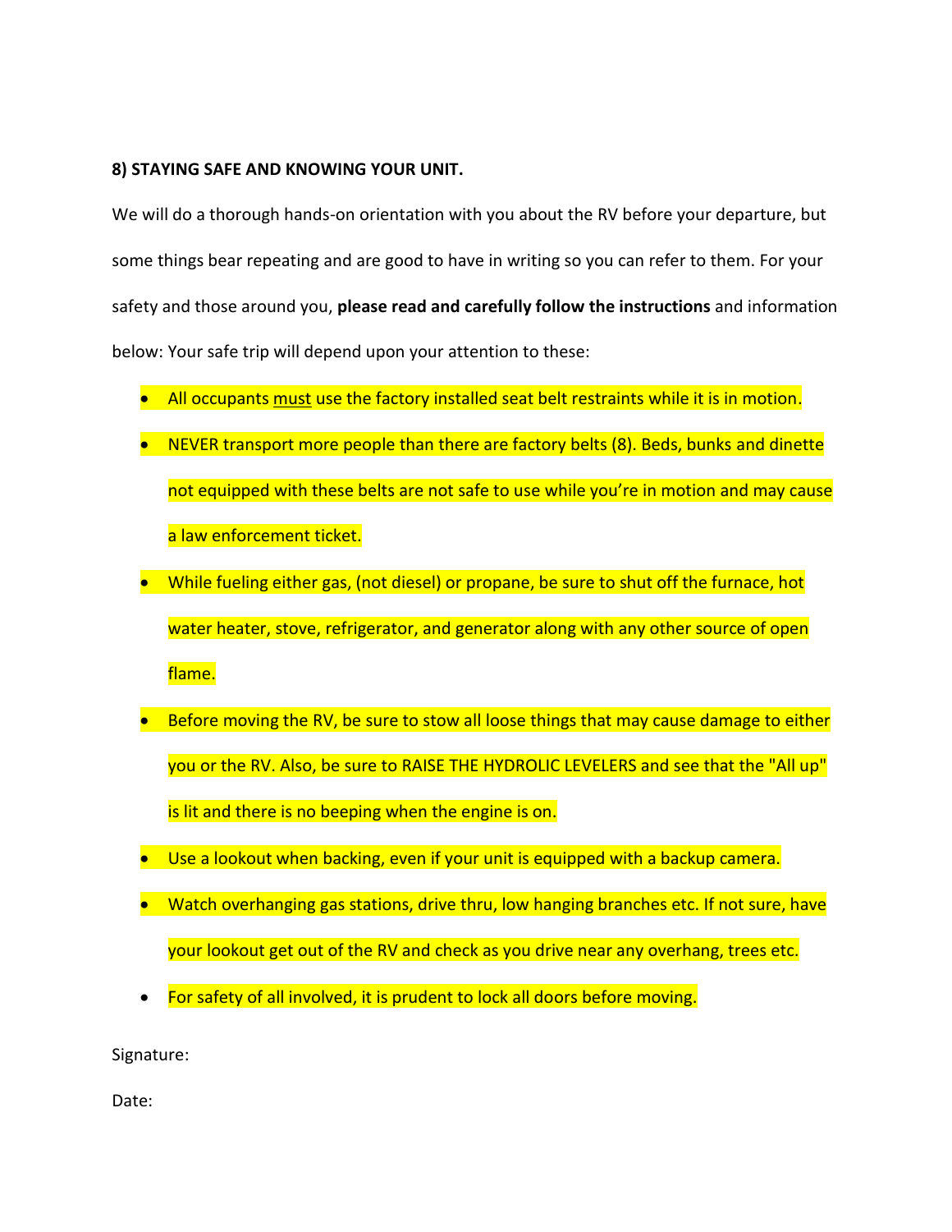**8) STAYING SAFE AND KNOWING YOUR UNIT.**

We will do a thorough hands-on orientation with you about the RV before your departure, but some things bear repeating and are good to have in writing so you can refer to them. For your safety and those around you, **please read and carefully follow the instructions** and information below: Your safe trip will depend upon your attention to these:

- All occupants <u>must</u> use the factory installed seat belt restraints while it is in motion.
- NEVER transport more people than there are factory belts (8). Beds, bunks and dinette not equipped with these belts are not safe to use while you're in motion and may cause a law enforcement ticket.
- While fueling either gas, (not diesel) or propane, be sure to shut off the furnace, hot water heater, stove, refrigerator, and generator along with any other source of open flame.
- Before moving the RV, be sure to stow all loose things that may cause damage to either you or the RV. Also, be sure to RAISE THE HYDROLIC LEVELERS and see that the "All up" is lit and there is no beeping when the engine is on.
- Use a lookout when backing, even if your unit is equipped with a backup camera.
- Watch overhanging gas stations, drive thru, low hanging branches etc. If not sure, have your lookout get out of the RV and check as you drive near any overhang, trees etc.
- For safety of all involved, it is prudent to lock all doors before moving.

Signature:

Date: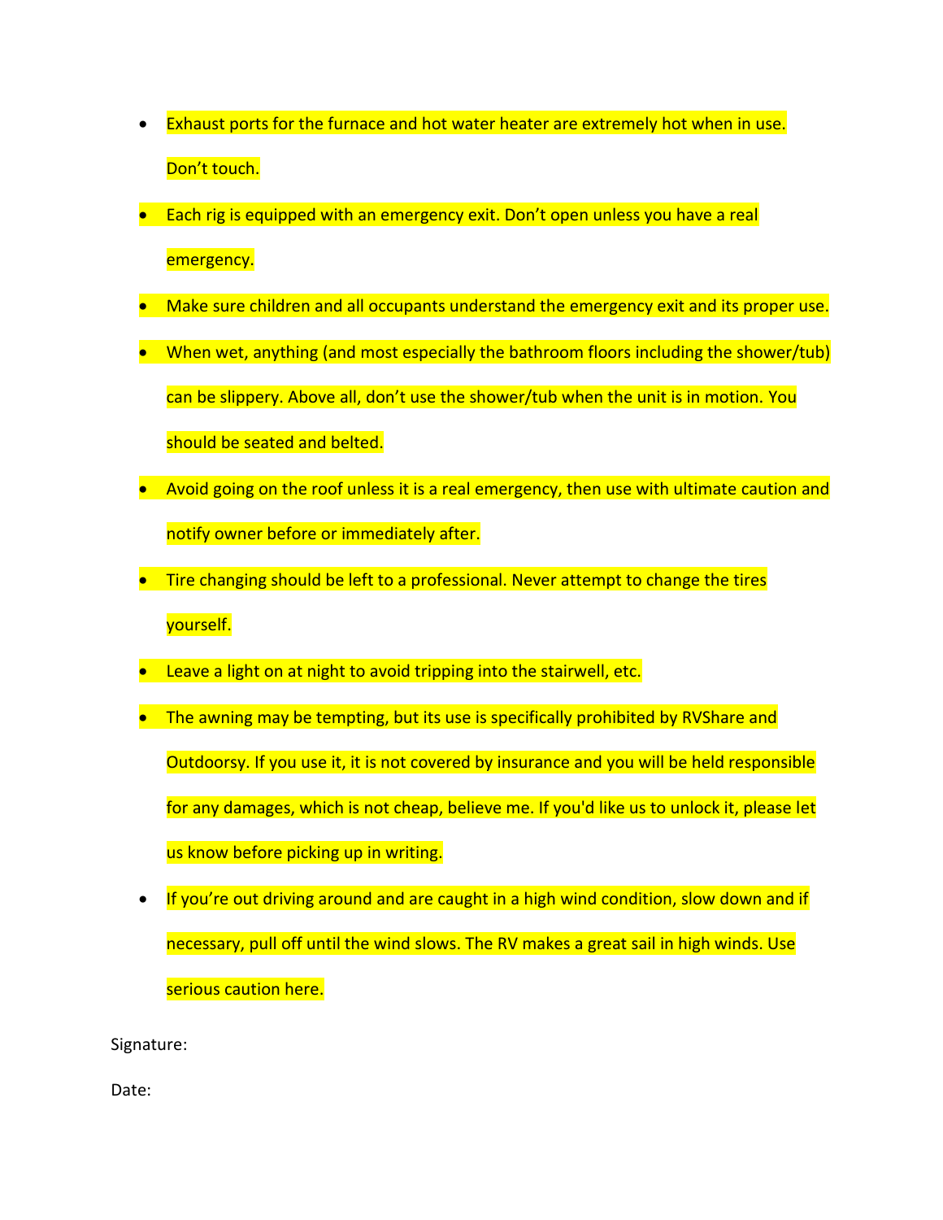- Exhaust ports for the furnace and hot water heater are extremely hot when in use. Don't touch.
- Each rig is equipped with an emergency exit. Don't open unless you have a real emergency.
- Make sure children and all occupants understand the emergency exit and its proper use.
- When wet, anything (and most especially the bathroom floors including the shower/tub) can be slippery. Above all, don't use the shower/tub when the unit is in motion. You should be seated and belted.
- Avoid going on the roof unless it is a real emergency, then use with ultimate caution and notify owner before or immediately after.
- Tire changing should be left to a professional. Never attempt to change the tires yourself.
- Leave a light on at night to avoid tripping into the stairwell, etc.
- The awning may be tempting, but its use is specifically prohibited by RVShare and Outdoorsy. If you use it, it is not covered by insurance and you will be held responsible for any damages, which is not cheap, believe me. If you'd like us to unlock it, please let us know before picking up in writing.
- If you're out driving around and are caught in a high wind condition, slow down and if necessary, pull off until the wind slows. The RV makes a great sail in high winds. Use serious caution here.

Signature:

Date: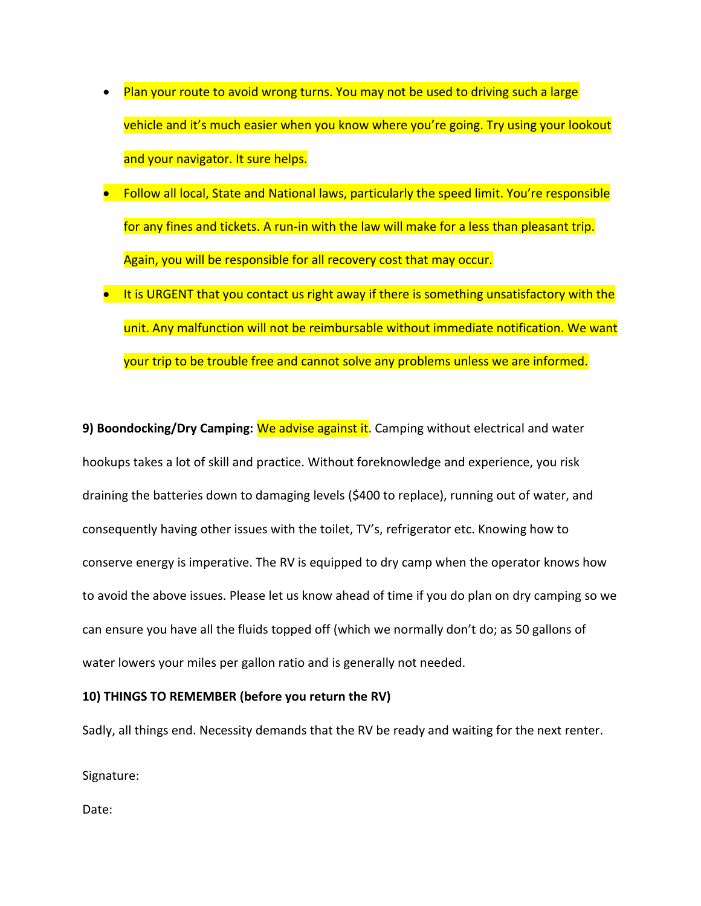- Plan your route to avoid wrong turns. You may not be used to driving such a large vehicle and it's much easier when you know where you're going. Try using your lookout and your navigator. It sure helps.
- Follow all local, State and National laws, particularly the speed limit. You're responsible for any fines and tickets. A run-in with the law will make for a less than pleasant trip. Again, you will be responsible for all recovery cost that may occur.
- It is URGENT that you contact us right away if there is something unsatisfactory with the unit. Any malfunction will not be reimbursable without immediate notification. We want your trip to be trouble free and cannot solve any problems unless we are informed.

**9) Boondocking/Dry Camping:** We advise against it. Camping without electrical and water hookups takes a lot of skill and practice. Without foreknowledge and experience, you risk draining the batteries down to damaging levels ($400 to replace), running out of water, and consequently having other issues with the toilet, TV's, refrigerator etc. Knowing how to conserve energy is imperative. The RV is equipped to dry camp when the operator knows how to avoid the above issues. Please let us know ahead of time if you do plan on dry camping so we can ensure you have all the fluids topped off (which we normally don't do; as 50 gallons of water lowers your miles per gallon ratio and is generally not needed.

**10) THINGS TO REMEMBER (before you return the RV)**

Sadly, all things end. Necessity demands that the RV be ready and waiting for the next renter.

Signature:

Date: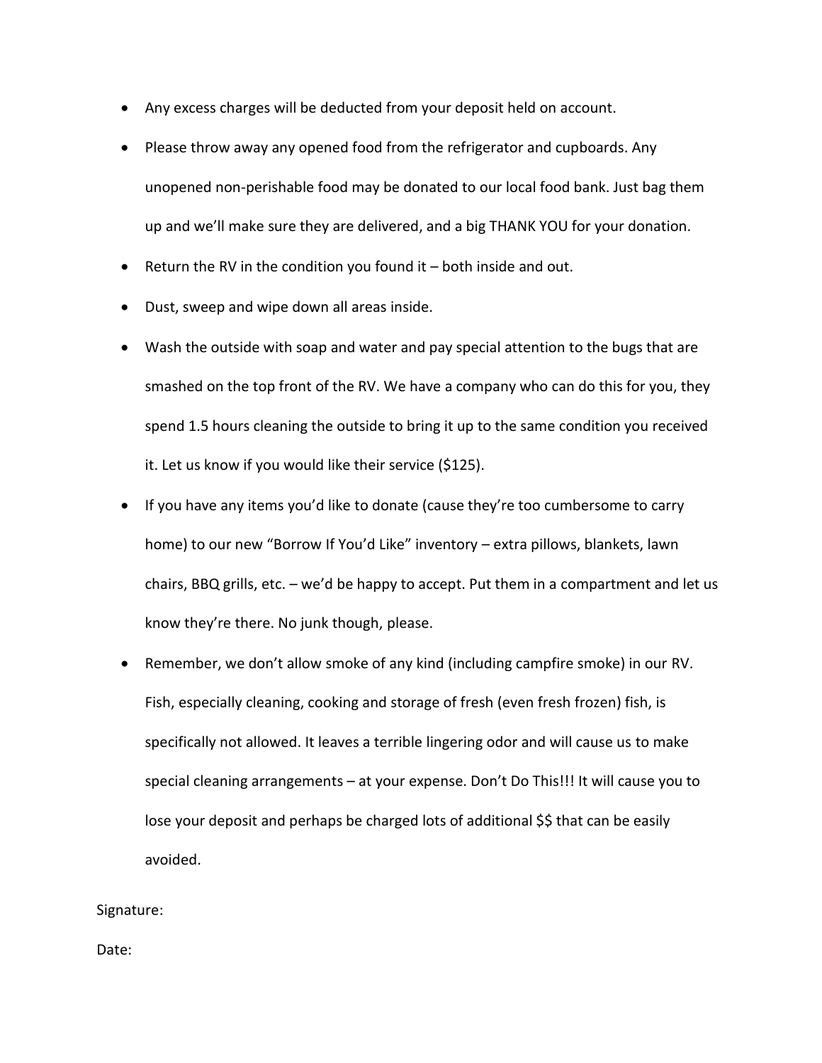- Any excess charges will be deducted from your deposit held on account.
- Please throw away any opened food from the refrigerator and cupboards. Any unopened non-perishable food may be donated to our local food bank. Just bag them up and we'll make sure they are delivered, and a big THANK YOU for your donation.
- Return the RV in the condition you found it – both inside and out.
- Dust, sweep and wipe down all areas inside.
- Wash the outside with soap and water and pay special attention to the bugs that are smashed on the top front of the RV. We have a company who can do this for you, they spend 1.5 hours cleaning the outside to bring it up to the same condition you received it. Let us know if you would like their service ($125).
- If you have any items you'd like to donate (cause they're too cumbersome to carry home) to our new "Borrow If You'd Like" inventory – extra pillows, blankets, lawn chairs, BBQ grills, etc. – we'd be happy to accept. Put them in a compartment and let us know they're there. No junk though, please.
- Remember, we don't allow smoke of any kind (including campfire smoke) in our RV. Fish, especially cleaning, cooking and storage of fresh (even fresh frozen) fish, is specifically not allowed. It leaves a terrible lingering odor and will cause us to make special cleaning arrangements – at your expense. Don't Do This!!! It will cause you to lose your deposit and perhaps be charged lots of additional $$ that can be easily avoided.

Signature:

Date: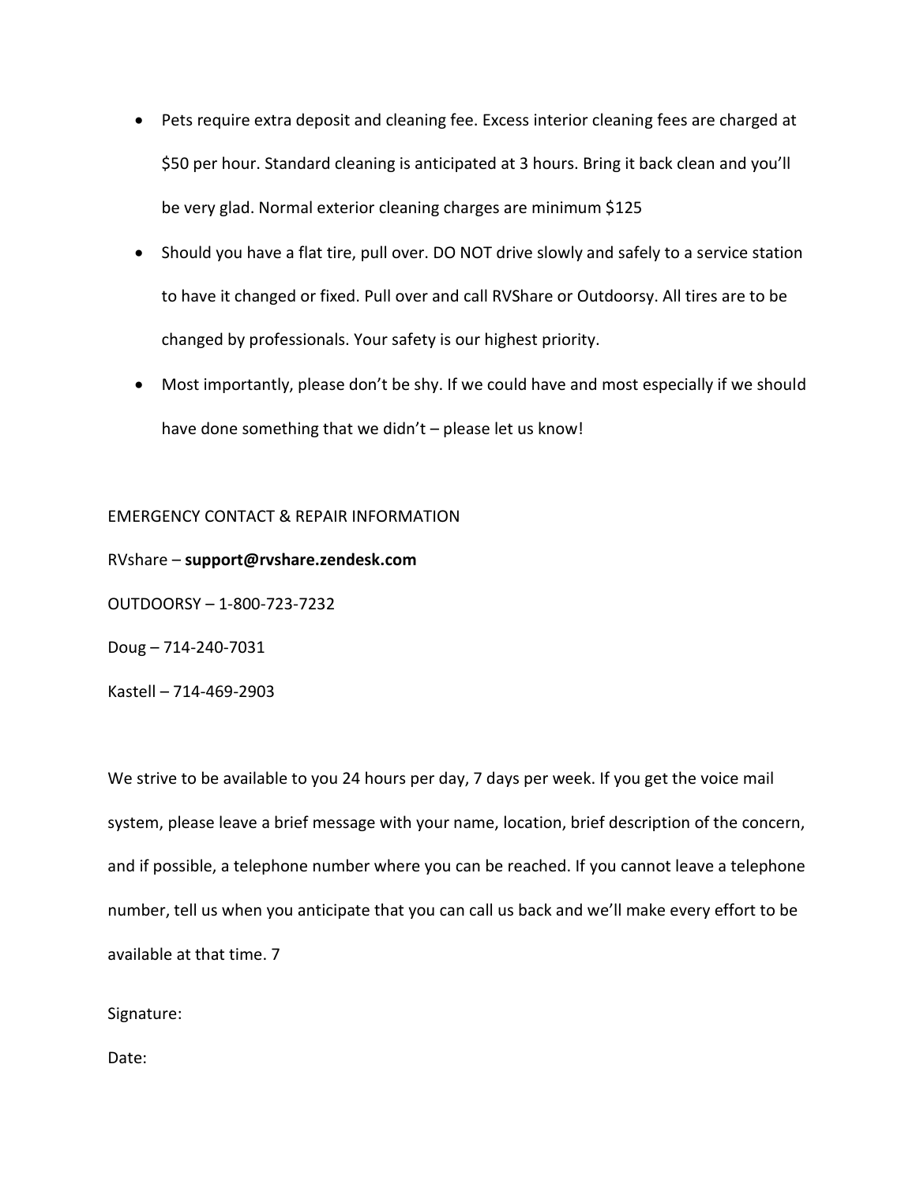- Pets require extra deposit and cleaning fee. Excess interior cleaning fees are charged at $50 per hour. Standard cleaning is anticipated at 3 hours. Bring it back clean and you'll be very glad. Normal exterior cleaning charges are minimum $125
- Should you have a flat tire, pull over. DO NOT drive slowly and safely to a service station to have it changed or fixed. Pull over and call RVShare or Outdoorsy. All tires are to be changed by professionals. Your safety is our highest priority.
- Most importantly, please don't be shy. If we could have and most especially if we should have done something that we didn't – please let us know!

EMERGENCY CONTACT & REPAIR INFORMATION

RVshare – **support@rvshare.zendesk.com**

OUTDOORSY – 1-800-723-7232

Doug – 714-240-7031

Kastell – 714-469-2903

We strive to be available to you 24 hours per day, 7 days per week. If you get the voice mail system, please leave a brief message with your name, location, brief description of the concern, and if possible, a telephone number where you can be reached. If you cannot leave a telephone number, tell us when you anticipate that you can call us back and we'll make every effort to be available at that time. 7

Signature:

Date: